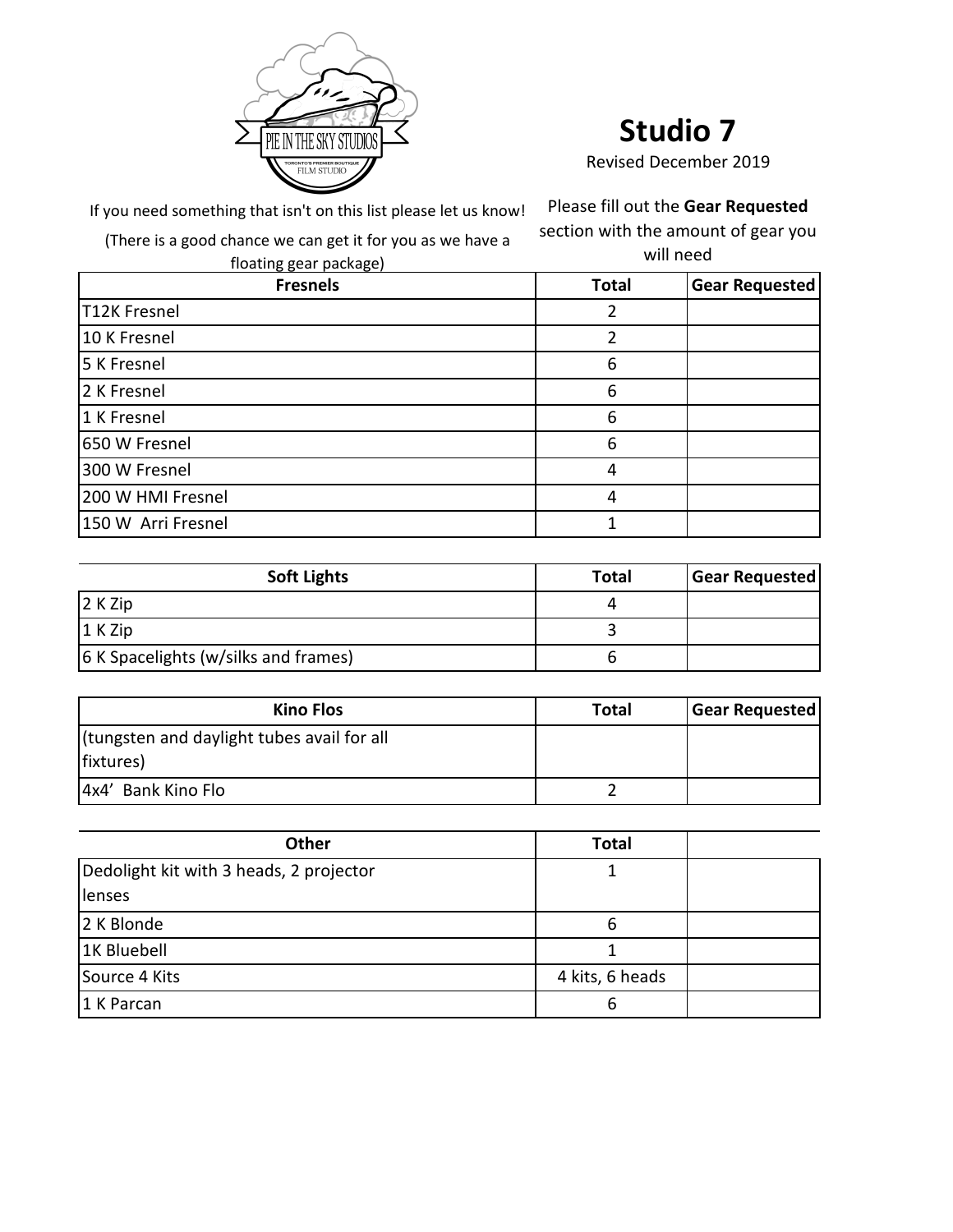# Studio 7

Revised December 2019

If you need something that isn't on this list please let us know!

(There is a good chance we can get it for you as we have a floating gear package)

Please fill out the **Gear Requested** section with the amount of gear you will need

| Fresnels | Total | Gear Requested |
|---|---|---|
| T12K Fresnel | 2 | |
| 10 K Fresnel | 2 | |
| 5 K Fresnel | 6 | |
| 2 K Fresnel | 6 | |
| 1 K Fresnel | 6 | |
| 650 W Fresnel | 6 | |
| 300 W Fresnel | 4 | |
| 200 W HMI Fresnel | 4 | |
| 150 W Arri Fresnel | 1 | |

| Soft Lights | Total | Gear Requested |
|---|---|---|
| 2 K Zip | 4 | |
| 1 K Zip | 3 | |
| 6 K Spacelights (w/silks and frames) | 6 | |

| Kino Flos | Total | Gear Requested |
|---|---|---|
| (tungsten and daylight tubes avail for all fixtures) | | |
| 4x4' Bank Kino Flo | 2 | |

| Other | Total | |
|---|---|---|
| Dedolight kit with 3 heads, 2 projector lenses | 1 | |
| 2 K Blonde | 6 | |
| 1K Bluebell | 1 | |
| Source 4 Kits | 4 kits, 6 heads | |
| 1 K Parcan | 6 | |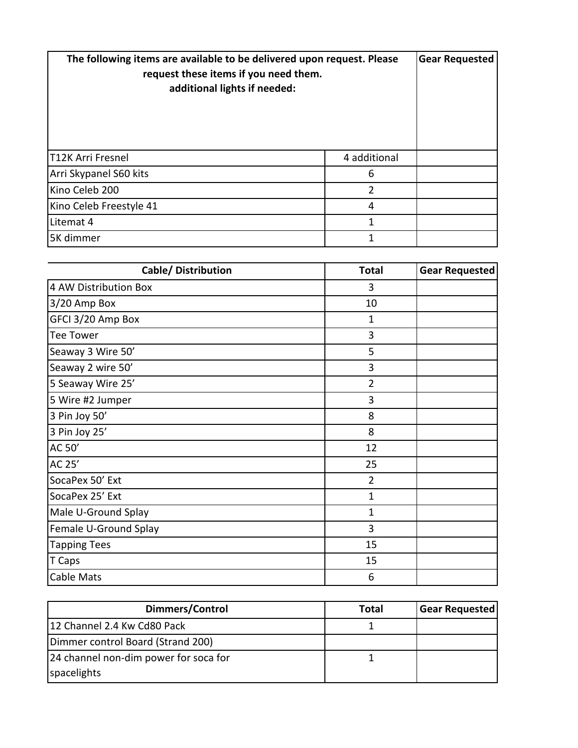| The following items are available to be delivered upon request. Please request these items if you need them. additional lights if needed: | | Gear Requested |
|---|---|---|
| T12K Arri Fresnel | 4 additional | |
| Arri Skypanel S60 kits | 6 | |
| Kino Celeb 200 | 2 | |
| Kino Celeb Freestyle 41 | 4 | |
| Litemat 4 | 1 | |
| 5K dimmer | 1 | |

| Cable/ Distribution | Total | Gear Requested |
|---|---|---|
| 4 AW Distribution Box | 3 | |
| 3/20 Amp Box | 10 | |
| GFCI 3/20 Amp Box | 1 | |
| Tee Tower | 3 | |
| Seaway 3 Wire 50’ | 5 | |
| Seaway 2 wire 50’ | 3 | |
| 5 Seaway Wire 25’ | 2 | |
| 5 Wire #2 Jumper | 3 | |
| 3 Pin Joy 50’ | 8 | |
| 3 Pin Joy 25’ | 8 | |
| AC 50’ | 12 | |
| AC 25’ | 25 | |
| SocaPex 50’ Ext | 2 | |
| SocaPex 25’ Ext | 1 | |
| Male U-Ground Splay | 1 | |
| Female U-Ground Splay | 3 | |
| Tapping Tees | 15 | |
| T Caps | 15 | |
| Cable Mats | 6 | |

| Dimmers/Control | Total | Gear Requested |
|---|---|---|
| 12 Channel 2.4 Kw Cd80 Pack | 1 | |
| Dimmer control Board (Strand 200) | | |
| 24 channel non-dim power for soca for spacelights | 1 | |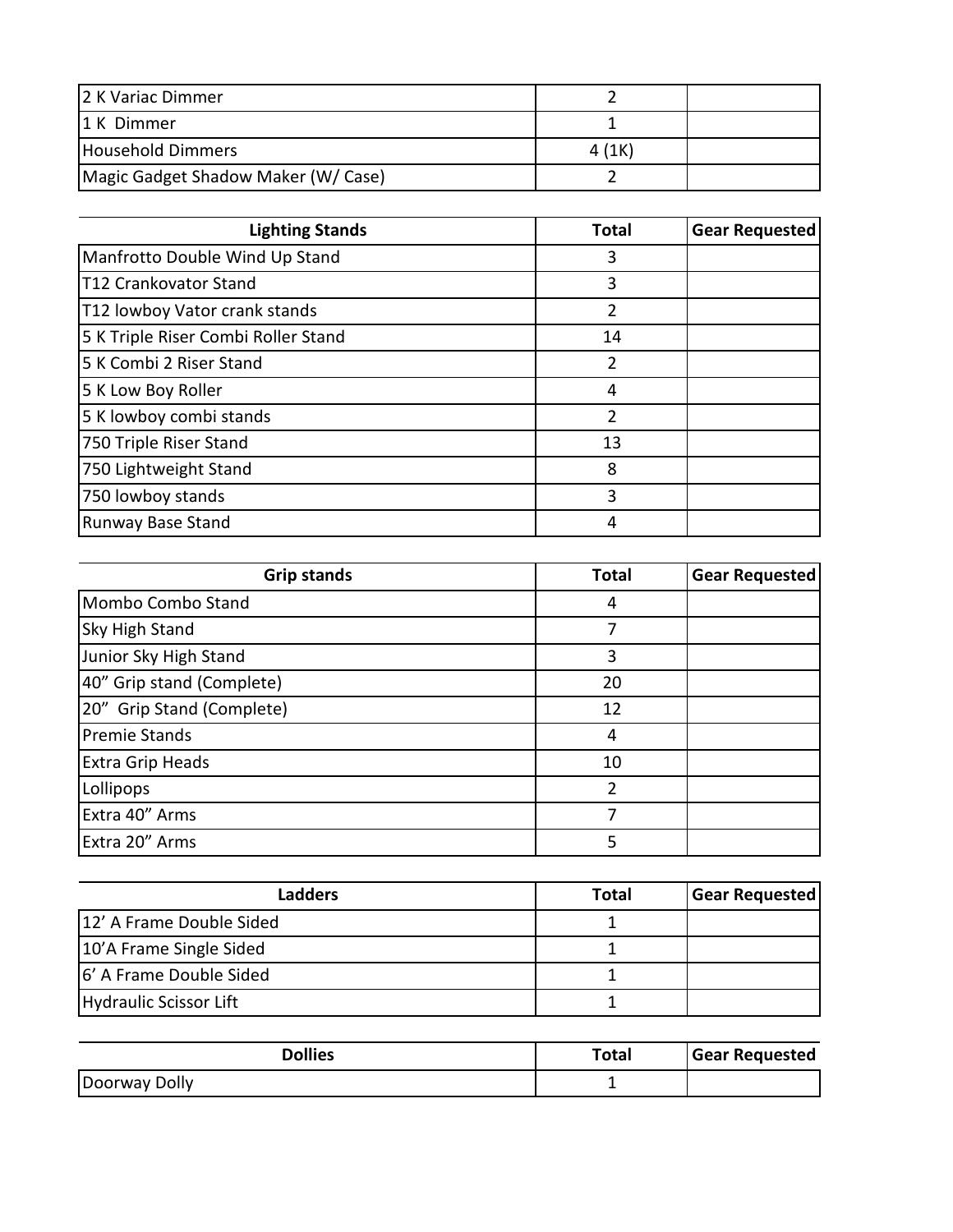| | | |
|---|---|---|
| 2 K Variac Dimmer | 2 | |
| 1 K Dimmer | 1 | |
| Household Dimmers | 4 (1K) | |
| Magic Gadget Shadow Maker (W/ Case) | 2 | |

| Lighting Stands | Total | Gear Requested |
|---|---|---|
| Manfrotto Double Wind Up Stand | 3 | |
| T12 Crankovator Stand | 3 | |
| T12 lowboy Vator crank stands | 2 | |
| 5 K Triple Riser Combi Roller Stand | 14 | |
| 5 K Combi 2 Riser Stand | 2 | |
| 5 K Low Boy Roller | 4 | |
| 5 K lowboy combi stands | 2 | |
| 750 Triple Riser Stand | 13 | |
| 750 Lightweight Stand | 8 | |
| 750 lowboy stands | 3 | |
| Runway Base Stand | 4 | |

| Grip stands | Total | Gear Requested |
|---|---|---|
| Mombo Combo Stand | 4 | |
| Sky High Stand | 7 | |
| Junior Sky High Stand | 3 | |
| 40" Grip stand (Complete) | 20 | |
| 20" Grip Stand (Complete) | 12 | |
| Premie Stands | 4 | |
| Extra Grip Heads | 10 | |
| Lollipops | 2 | |
| Extra 40" Arms | 7 | |
| Extra 20" Arms | 5 | |

| Ladders | Total | Gear Requested |
|---|---|---|
| 12' A Frame Double Sided | 1 | |
| 10'A Frame Single Sided | 1 | |
| 6' A Frame Double Sided | 1 | |
| Hydraulic Scissor Lift | 1 | |

| Dollies | Total | Gear Requested |
|---|---|---|
| Doorway Dolly | 1 | |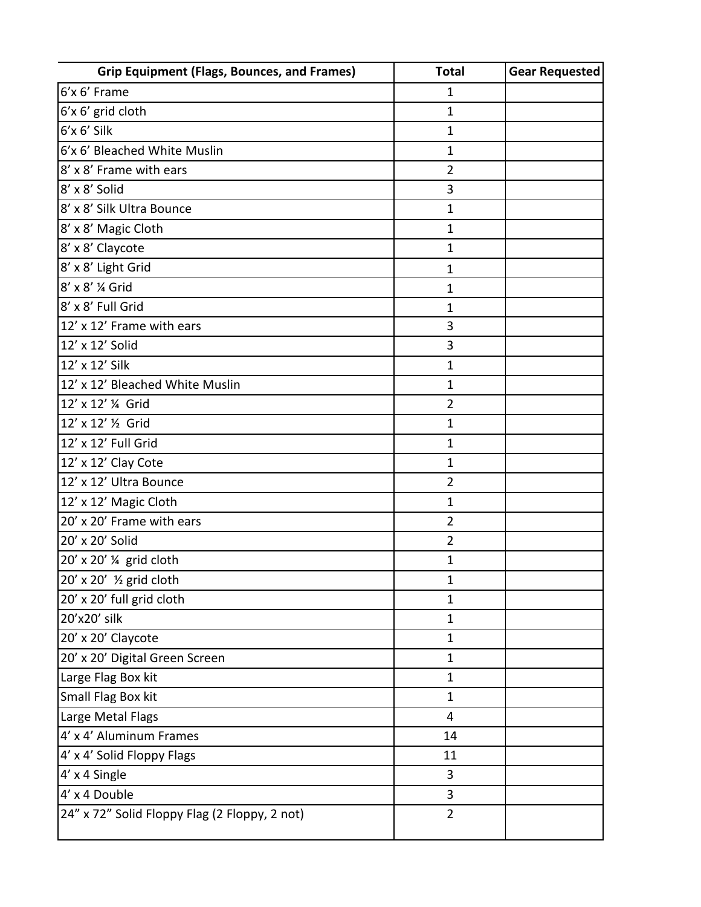| Grip Equipment (Flags, Bounces, and Frames) | Total | Gear Requested |
|---|---|---|
| 6’x 6’ Frame | 1 | |
| 6’x 6’ grid cloth | 1 | |
| 6’x 6’ Silk | 1 | |
| 6’x 6’ Bleached White Muslin | 1 | |
| 8’ x 8’ Frame with ears | 2 | |
| 8’ x 8’ Solid | 3 | |
| 8’ x 8’ Silk Ultra Bounce | 1 | |
| 8’ x 8’ Magic Cloth | 1 | |
| 8’ x 8’ Claycote | 1 | |
| 8’ x 8’ Light Grid | 1 | |
| 8’ x 8’ ¼ Grid | 1 | |
| 8’ x 8’ Full Grid | 1 | |
| 12’ x 12’ Frame with ears | 3 | |
| 12’ x 12’ Solid | 3 | |
| 12’ x 12’ Silk | 1 | |
| 12’ x 12’ Bleached White Muslin | 1 | |
| 12’ x 12’ ¼ Grid | 2 | |
| 12’ x 12’ ½ Grid | 1 | |
| 12’ x 12’ Full Grid | 1 | |
| 12’ x 12’ Clay Cote | 1 | |
| 12’ x 12’ Ultra Bounce | 2 | |
| 12’ x 12’ Magic Cloth | 1 | |
| 20’ x 20’ Frame with ears | 2 | |
| 20’ x 20’ Solid | 2 | |
| 20’ x 20’ ¼ grid cloth | 1 | |
| 20’ x 20’ ½ grid cloth | 1 | |
| 20’ x 20’ full grid cloth | 1 | |
| 20’x20’ silk | 1 | |
| 20’ x 20’ Claycote | 1 | |
| 20’ x 20’ Digital Green Screen | 1 | |
| Large Flag Box kit | 1 | |
| Small Flag Box kit | 1 | |
| Large Metal Flags | 4 | |
| 4’ x 4’ Aluminum Frames | 14 | |
| 4’ x 4’ Solid Floppy Flags | 11 | |
| 4’ x 4 Single | 3 | |
| 4’ x 4 Double | 3 | |
| 24” x 72” Solid Floppy Flag (2 Floppy, 2 not) | 2 | |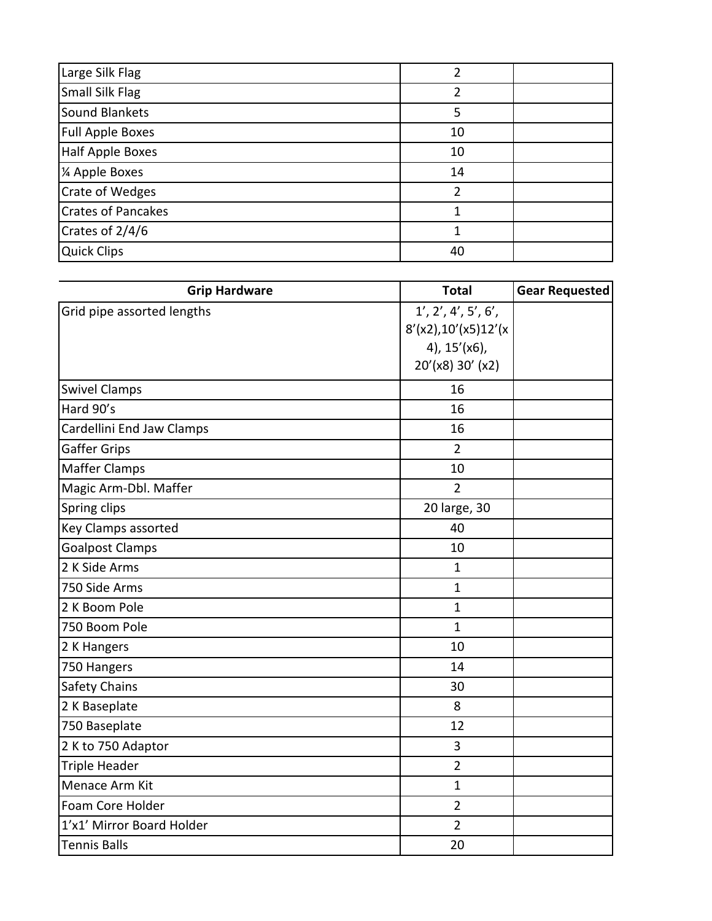| | | |
|---|---|---|
| Large Silk Flag | 2 | |
| Small Silk Flag | 2 | |
| Sound Blankets | 5 | |
| Full Apple Boxes | 10 | |
| Half Apple Boxes | 10 | |
| ¼ Apple Boxes | 14 | |
| Crate of Wedges | 2 | |
| Crates of Pancakes | 1 | |
| Crates of 2/4/6 | 1 | |
| Quick Clips | 40 | |

| Grip Hardware | Total | Gear Requested |
|---|---|---|
| Grid pipe assorted lengths | 1’, 2’, 4’, 5’, 6’, 8’(x2),10’(x5)12’(x4), 15’(x6), 20’(x8) 30’ (x2) | |
| Swivel Clamps | 16 | |
| Hard 90’s | 16 | |
| Cardellini End Jaw Clamps | 16 | |
| Gaffer Grips | 2 | |
| Maffer Clamps | 10 | |
| Magic Arm-Dbl. Maffer | 2 | |
| Spring clips | 20 large, 30 | |
| Key Clamps assorted | 40 | |
| Goalpost Clamps | 10 | |
| 2 K Side Arms | 1 | |
| 750 Side Arms | 1 | |
| 2 K Boom Pole | 1 | |
| 750 Boom Pole | 1 | |
| 2 K Hangers | 10 | |
| 750 Hangers | 14 | |
| Safety Chains | 30 | |
| 2 K Baseplate | 8 | |
| 750 Baseplate | 12 | |
| 2 K to 750 Adaptor | 3 | |
| Triple Header | 2 | |
| Menace Arm Kit | 1 | |
| Foam Core Holder | 2 | |
| 1’x1’ Mirror Board Holder | 2 | |
| Tennis Balls | 20 | |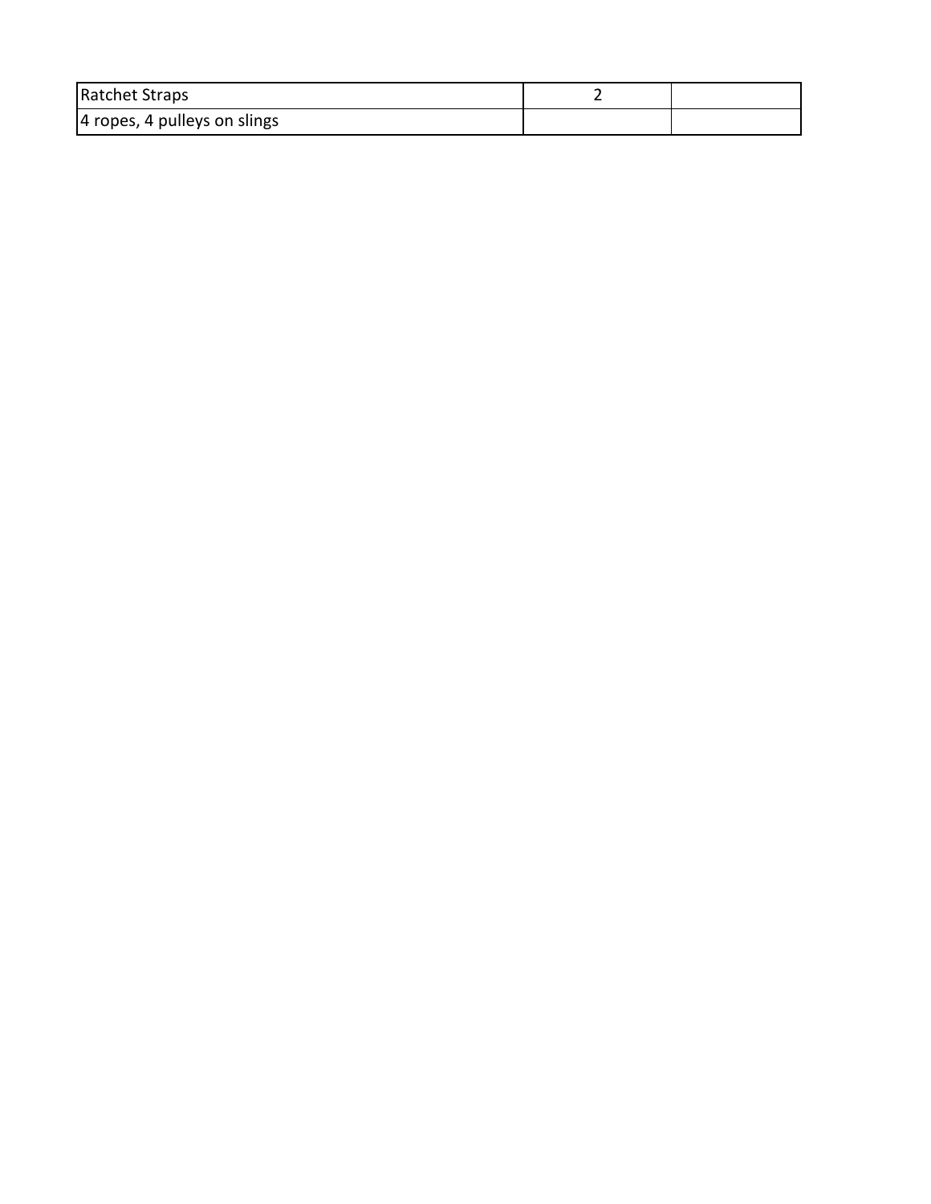| | | |
|---|---|---|
| Ratchet Straps | 2 | |
| 4 ropes, 4 pulleys on slings | | |